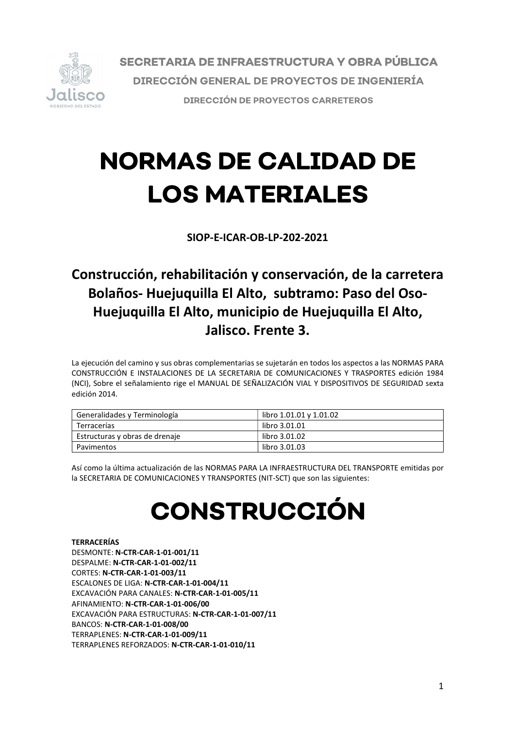SECRETARIA DE INFRAESTRUCTURA Y OBRA PÚBLICA

DIRECCIÓN GENERAL DE PROYECTOS DE INGENIERÍA

DIRECCIÓN DE PROYECTOS CARRETEROS

# NORMAS DE CALIDAD DE LOS MATERIALES

**SIOP-E-ICAR-OB-LP-202-2021**

## Construcción, rehabilitación y conservación, de la carretera Bolaños- Huejuquilla El Alto, subtramo: Paso del Oso-Huejuquilla El Alto, municipio de Huejuquilla El Alto, Jalisco. Frente 3.

La ejecución del camino y sus obras complementarias se sujetarán en todos los aspectos a las NORMAS PARA CONSTRUCCIÓN E INSTALACIONES DE LA SECRETARIA DE COMUNICACIONES Y TRASPORTES edición 1984 (NCI), Sobre el señalamiento rige el MANUAL DE SEÑALIZACIÓN VIAL Y DISPOSITIVOS DE SEGURIDAD sexta edición 2014.

| Generalidades y Terminología | libro 1.01.01 y 1.01.02 |
|---|---|
| Terracerías | libro 3.01.01 |
| Estructuras y obras de drenaje | libro 3.01.02 |
| Pavimentos | libro 3.01.03 |

Así como la última actualización de las NORMAS PARA LA INFRAESTRUCTURA DEL TRANSPORTE emitidas por la SECRETARIA DE COMUNICACIONES Y TRANSPORTES (NIT-SCT) que son las siguientes:

# CONSTRUCCIÓN

**TERRACERÍAS**

DESMONTE: **N-CTR-CAR-1-01-001/11**
DESPALME: **N-CTR-CAR-1-01-002/11**
CORTES: **N-CTR-CAR-1-01-003/11**
ESCALONES DE LIGA: **N-CTR-CAR-1-01-004/11**
EXCAVACIÓN PARA CANALES: **N-CTR-CAR-1-01-005/11**
AFINAMIENTO: **N-CTR-CAR-1-01-006/00**
EXCAVACIÓN PARA ESTRUCTURAS: **N-CTR-CAR-1-01-007/11**
BANCOS: **N-CTR-CAR-1-01-008/00**
TERRAPLENES: **N-CTR-CAR-1-01-009/11**
TERRAPLENES REFORZADOS: **N-CTR-CAR-1-01-010/11**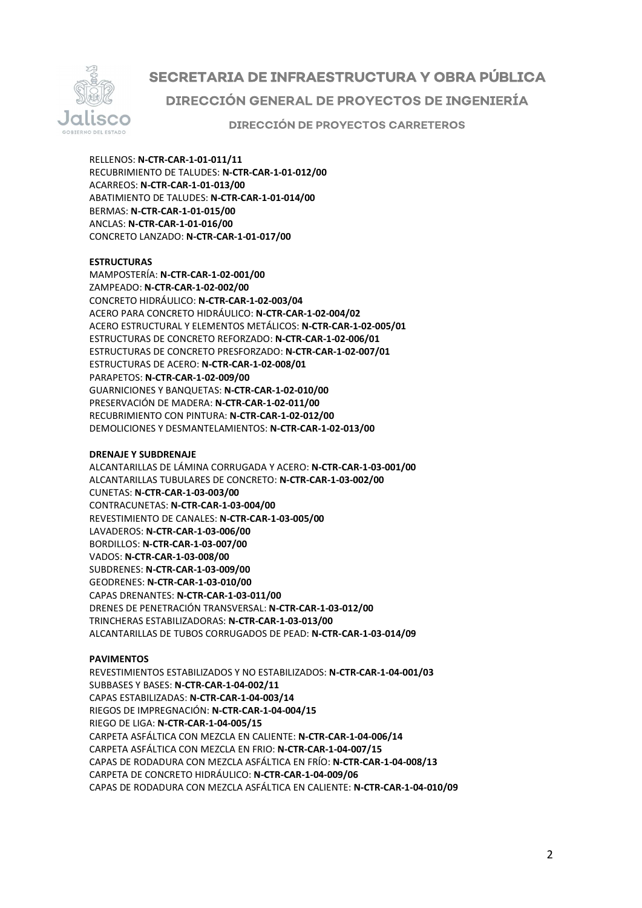RELLENOS: **N-CTR-CAR-1-01-011/11**
RECUBRIMIENTO DE TALUDES: **N-CTR-CAR-1-01-012/00**
ACARREOS: **N-CTR-CAR-1-01-013/00**
ABATIMIENTO DE TALUDES: **N-CTR-CAR-1-01-014/00**
BERMAS: **N-CTR-CAR-1-01-015/00**
ANCLAS: **N-CTR-CAR-1-01-016/00**
CONCRETO LANZADO: **N-CTR-CAR-1-01-017/00**

**ESTRUCTURAS**
MAMPOSTERÍA: **N-CTR-CAR-1-02-001/00**
ZAMPEADO: **N-CTR-CAR-1-02-002/00**
CONCRETO HIDRÁULICO: **N-CTR-CAR-1-02-003/04**
ACERO PARA CONCRETO HIDRÁULICO: **N-CTR-CAR-1-02-004/02**
ACERO ESTRUCTURAL Y ELEMENTOS METÁLICOS: **N-CTR-CAR-1-02-005/01**
ESTRUCTURAS DE CONCRETO REFORZADO: **N-CTR-CAR-1-02-006/01**
ESTRUCTURAS DE CONCRETO PRESFORZADO: **N-CTR-CAR-1-02-007/01**
ESTRUCTURAS DE ACERO: **N-CTR-CAR-1-02-008/01**
PARAPETOS: **N-CTR-CAR-1-02-009/00**
GUARNICIONES Y BANQUETAS: **N-CTR-CAR-1-02-010/00**
PRESERVACIÓN DE MADERA: **N-CTR-CAR-1-02-011/00**
RECUBRIMIENTO CON PINTURA: **N-CTR-CAR-1-02-012/00**
DEMOLICIONES Y DESMANTELAMIENTOS: **N-CTR-CAR-1-02-013/00**

**DRENAJE Y SUBDRENAJE**
ALCANTARILLAS DE LÁMINA CORRUGADA Y ACERO: **N-CTR-CAR-1-03-001/00**
ALCANTARILLAS TUBULARES DE CONCRETO: **N-CTR-CAR-1-03-002/00**
CUNETAS: **N-CTR-CAR-1-03-003/00**
CONTRACUNETAS: **N-CTR-CAR-1-03-004/00**
REVESTIMIENTO DE CANALES: **N-CTR-CAR-1-03-005/00**
LAVADEROS: **N-CTR-CAR-1-03-006/00**
BORDILLOS: **N-CTR-CAR-1-03-007/00**
VADOS: **N-CTR-CAR-1-03-008/00**
SUBDRENES: **N-CTR-CAR-1-03-009/00**
GEODRENES: **N-CTR-CAR-1-03-010/00**
CAPAS DRENANTES: **N-CTR-CAR-1-03-011/00**
DRENES DE PENETRACIÓN TRANSVERSAL: **N-CTR-CAR-1-03-012/00**
TRINCHERAS ESTABILIZADORAS: **N-CTR-CAR-1-03-013/00**
ALCANTARILLAS DE TUBOS CORRUGADOS DE PEAD: **N-CTR-CAR-1-03-014/09**

**PAVIMENTOS**
REVESTIMIENTOS ESTABILIZADOS Y NO ESTABILIZADOS: **N-CTR-CAR-1-04-001/03**
SUBBASES Y BASES: **N-CTR-CAR-1-04-002/11**
CAPAS ESTABILIZADAS: **N-CTR-CAR-1-04-003/14**
RIEGOS DE IMPREGNACIÓN: **N-CTR-CAR-1-04-004/15**
RIEGO DE LIGA: **N-CTR-CAR-1-04-005/15**
CARPETA ASFÁLTICA CON MEZCLA EN CALIENTE: **N-CTR-CAR-1-04-006/14**
CARPETA ASFÁLTICA CON MEZCLA EN FRIO: **N-CTR-CAR-1-04-007/15**
CAPAS DE RODADURA CON MEZCLA ASFÁLTICA EN FRÍO: **N-CTR-CAR-1-04-008/13**
CARPETA DE CONCRETO HIDRÁULICO: **N-CTR-CAR-1-04-009/06**
CAPAS DE RODADURA CON MEZCLA ASFÁLTICA EN CALIENTE: **N-CTR-CAR-1-04-010/09**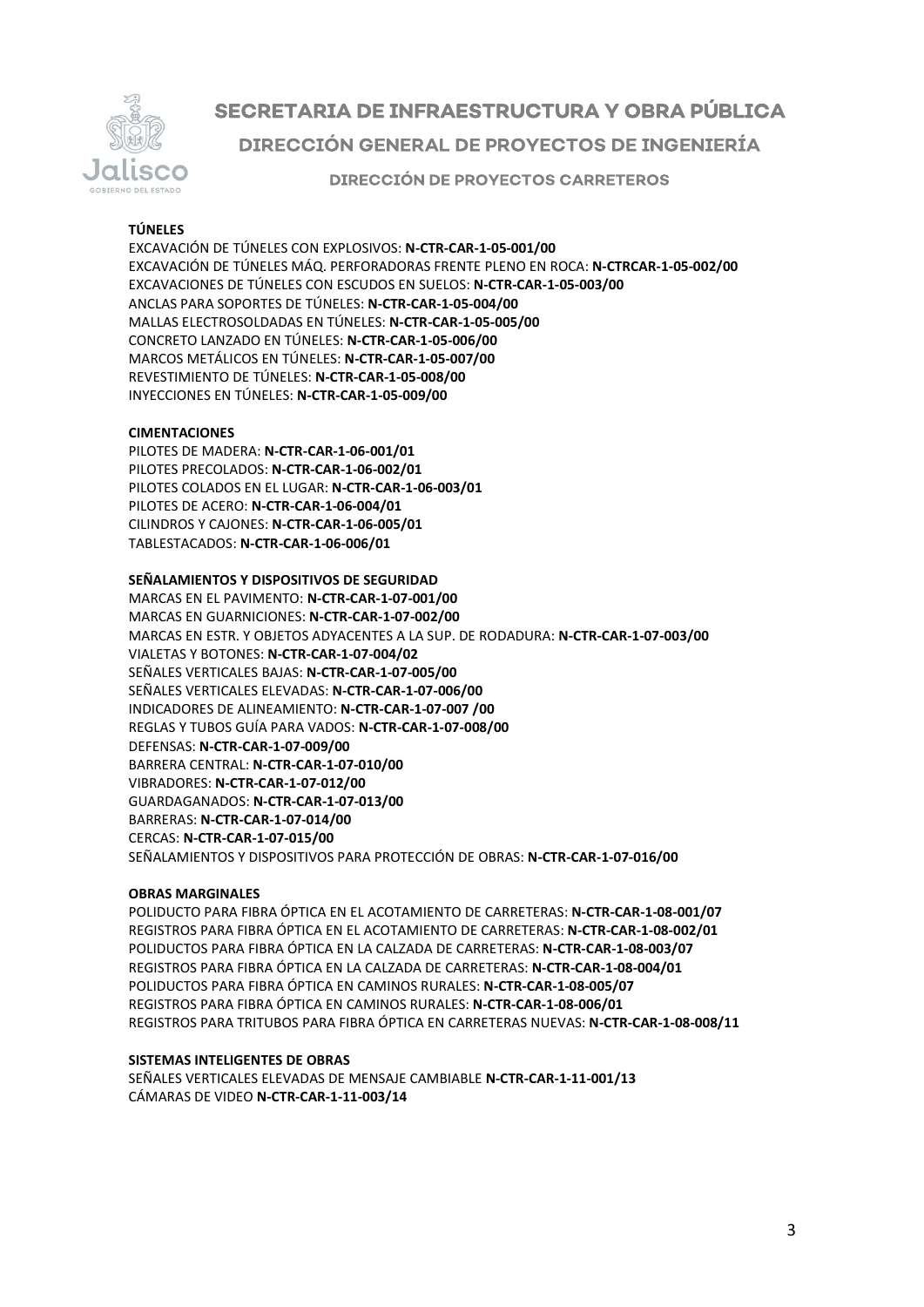**TÚNELES**

EXCAVACIÓN DE TÚNELES CON EXPLOSIVOS: **N-CTR-CAR-1-05-001/00**
EXCAVACIÓN DE TÚNELES MÁQ. PERFORADORAS FRENTE PLENO EN ROCA: **N-CTRCAR-1-05-002/00**
EXCAVACIONES DE TÚNELES CON ESCUDOS EN SUELOS: **N-CTR-CAR-1-05-003/00**
ANCLAS PARA SOPORTES DE TÚNELES: **N-CTR-CAR-1-05-004/00**
MALLAS ELECTROSOLDADAS EN TÚNELES: **N-CTR-CAR-1-05-005/00**
CONCRETO LANZADO EN TÚNELES: **N-CTR-CAR-1-05-006/00**
MARCOS METÁLICOS EN TÚNELES: **N-CTR-CAR-1-05-007/00**
REVESTIMIENTO DE TÚNELES: **N-CTR-CAR-1-05-008/00**
INYECCIONES EN TÚNELES: **N-CTR-CAR-1-05-009/00**

**CIMENTACIONES**

PILOTES DE MADERA: **N-CTR-CAR-1-06-001/01**
PILOTES PRECOLADOS: **N-CTR-CAR-1-06-002/01**
PILOTES COLADOS EN EL LUGAR: **N-CTR-CAR-1-06-003/01**
PILOTES DE ACERO: **N-CTR-CAR-1-06-004/01**
CILINDROS Y CAJONES: **N-CTR-CAR-1-06-005/01**
TABLESTACADOS: **N-CTR-CAR-1-06-006/01**

**SEÑALAMIENTOS Y DISPOSITIVOS DE SEGURIDAD**

MARCAS EN EL PAVIMENTO: **N-CTR-CAR-1-07-001/00**
MARCAS EN GUARNICIONES: **N-CTR-CAR-1-07-002/00**
MARCAS EN ESTR. Y OBJETOS ADYACENTES A LA SUP. DE RODADURA: **N-CTR-CAR-1-07-003/00**
VIALETAS Y BOTONES: **N-CTR-CAR-1-07-004/02**
SEÑALES VERTICALES BAJAS: **N-CTR-CAR-1-07-005/00**
SEÑALES VERTICALES ELEVADAS: **N-CTR-CAR-1-07-006/00**
INDICADORES DE ALINEAMIENTO: **N-CTR-CAR-1-07-007 /00**
REGLAS Y TUBOS GUÍA PARA VADOS: **N-CTR-CAR-1-07-008/00**
DEFENSAS: **N-CTR-CAR-1-07-009/00**
BARRERA CENTRAL: **N-CTR-CAR-1-07-010/00**
VIBRADORES: **N-CTR-CAR-1-07-012/00**
GUARDAGANADOS: **N-CTR-CAR-1-07-013/00**
BARRERAS: **N-CTR-CAR-1-07-014/00**
CERCAS: **N-CTR-CAR-1-07-015/00**
SEÑALAMIENTOS Y DISPOSITIVOS PARA PROTECCIÓN DE OBRAS: **N-CTR-CAR-1-07-016/00**

**OBRAS MARGINALES**

POLIDUCTO PARA FIBRA ÓPTICA EN EL ACOTAMIENTO DE CARRETERAS: **N-CTR-CAR-1-08-001/07**
REGISTROS PARA FIBRA ÓPTICA EN EL ACOTAMIENTO DE CARRETERAS: **N-CTR-CAR-1-08-002/01**
POLIDUCTOS PARA FIBRA ÓPTICA EN LA CALZADA DE CARRETERAS: **N-CTR-CAR-1-08-003/07**
REGISTROS PARA FIBRA ÓPTICA EN LA CALZADA DE CARRETERAS: **N-CTR-CAR-1-08-004/01**
POLIDUCTOS PARA FIBRA ÓPTICA EN CAMINOS RURALES: **N-CTR-CAR-1-08-005/07**
REGISTROS PARA FIBRA ÓPTICA EN CAMINOS RURALES: **N-CTR-CAR-1-08-006/01**
REGISTROS PARA TRITUBOS PARA FIBRA ÓPTICA EN CARRETERAS NUEVAS: **N-CTR-CAR-1-08-008/11**

**SISTEMAS INTELIGENTES DE OBRAS**

SEÑALES VERTICALES ELEVADAS DE MENSAJE CAMBIABLE **N-CTR-CAR-1-11-001/13**
CÁMARAS DE VIDEO **N-CTR-CAR-1-11-003/14**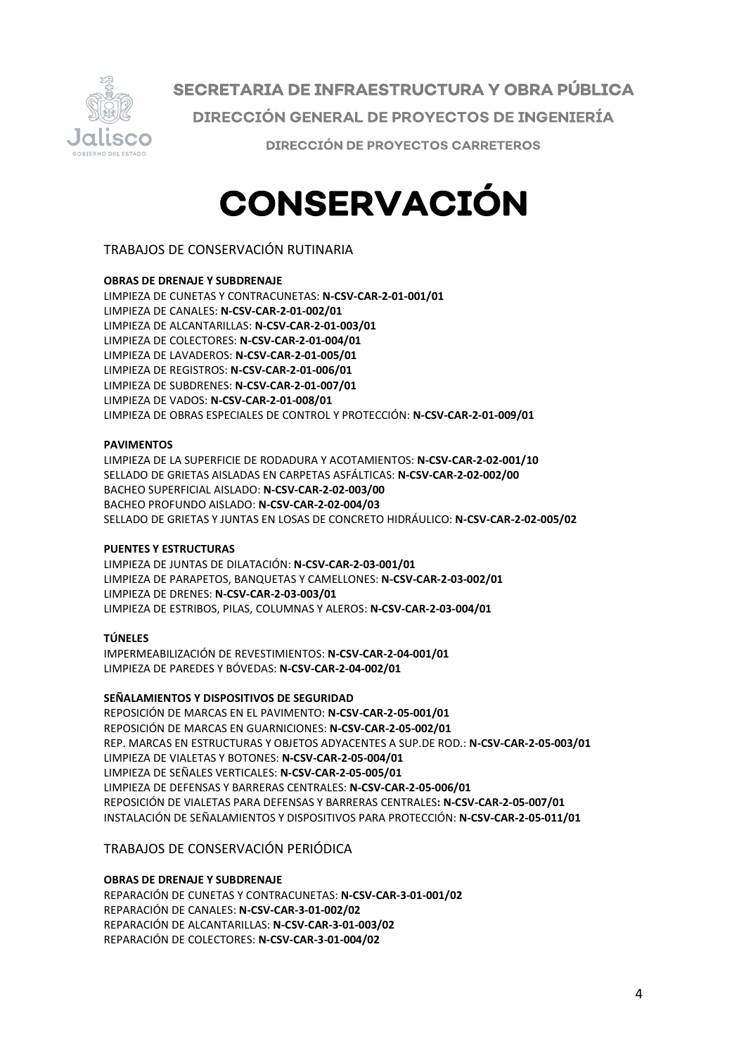# CONSERVACIÓN

## TRABAJOS DE CONSERVACIÓN RUTINARIA

**OBRAS DE DRENAJE Y SUBDRENAJE**

LIMPIEZA DE CUNETAS Y CONTRACUNETAS: **N-CSV-CAR-2-01-001/01**
LIMPIEZA DE CANALES: **N-CSV-CAR-2-01-002/01**
LIMPIEZA DE ALCANTARILLAS: **N-CSV-CAR-2-01-003/01**
LIMPIEZA DE COLECTORES: **N-CSV-CAR-2-01-004/01**
LIMPIEZA DE LAVADEROS: **N-CSV-CAR-2-01-005/01**
LIMPIEZA DE REGISTROS: **N-CSV-CAR-2-01-006/01**
LIMPIEZA DE SUBDRENES: **N-CSV-CAR-2-01-007/01**
LIMPIEZA DE VADOS: **N-CSV-CAR-2-01-008/01**
LIMPIEZA DE OBRAS ESPECIALES DE CONTROL Y PROTECCIÓN: **N-CSV-CAR-2-01-009/01**

**PAVIMENTOS**

LIMPIEZA DE LA SUPERFICIE DE RODADURA Y ACOTAMIENTOS: **N-CSV-CAR-2-02-001/10**
SELLADO DE GRIETAS AISLADAS EN CARPETAS ASFÁLTICAS: **N-CSV-CAR-2-02-002/00**
BACHEO SUPERFICIAL AISLADO: **N-CSV-CAR-2-02-003/00**
BACHEO PROFUNDO AISLADO: **N-CSV-CAR-2-02-004/03**
SELLADO DE GRIETAS Y JUNTAS EN LOSAS DE CONCRETO HIDRÁULICO: **N-CSV-CAR-2-02-005/02**

**PUENTES Y ESTRUCTURAS**

LIMPIEZA DE JUNTAS DE DILATACIÓN: **N-CSV-CAR-2-03-001/01**
LIMPIEZA DE PARAPETOS, BANQUETAS Y CAMELLONES: **N-CSV-CAR-2-03-002/01**
LIMPIEZA DE DRENES: **N-CSV-CAR-2-03-003/01**
LIMPIEZA DE ESTRIBOS, PILAS, COLUMNAS Y ALEROS: **N-CSV-CAR-2-03-004/01**

**TÚNELES**

IMPERMEABILIZACIÓN DE REVESTIMIENTOS: **N-CSV-CAR-2-04-001/01**
LIMPIEZA DE PAREDES Y BÓVEDAS: **N-CSV-CAR-2-04-002/01**

**SEÑALAMIENTOS Y DISPOSITIVOS DE SEGURIDAD**

REPOSICIÓN DE MARCAS EN EL PAVIMENTO: **N-CSV-CAR-2-05-001/01**
REPOSICIÓN DE MARCAS EN GUARNICIONES: **N-CSV-CAR-2-05-002/01**
REP. MARCAS EN ESTRUCTURAS Y OBJETOS ADYACENTES A SUP.DE ROD.: **N-CSV-CAR-2-05-003/01**
LIMPIEZA DE VIALETAS Y BOTONES: **N-CSV-CAR-2-05-004/01**
LIMPIEZA DE SEÑALES VERTICALES: **N-CSV-CAR-2-05-005/01**
LIMPIEZA DE DEFENSAS Y BARRERAS CENTRALES: **N-CSV-CAR-2-05-006/01**
REPOSICIÓN DE VIALETAS PARA DEFENSAS Y BARRERAS CENTRALES**: N-CSV-CAR-2-05-007/01**
INSTALACIÓN DE SEÑALAMIENTOS Y DISPOSITIVOS PARA PROTECCIÓN: **N-CSV-CAR-2-05-011/01**

## TRABAJOS DE CONSERVACIÓN PERIÓDICA

**OBRAS DE DRENAJE Y SUBDRENAJE**

REPARACIÓN DE CUNETAS Y CONTRACUNETAS: **N-CSV-CAR-3-01-001/02**
REPARACIÓN DE CANALES: **N-CSV-CAR-3-01-002/02**
REPARACIÓN DE ALCANTARILLAS: **N-CSV-CAR-3-01-003/02**
REPARACIÓN DE COLECTORES: **N-CSV-CAR-3-01-004/02**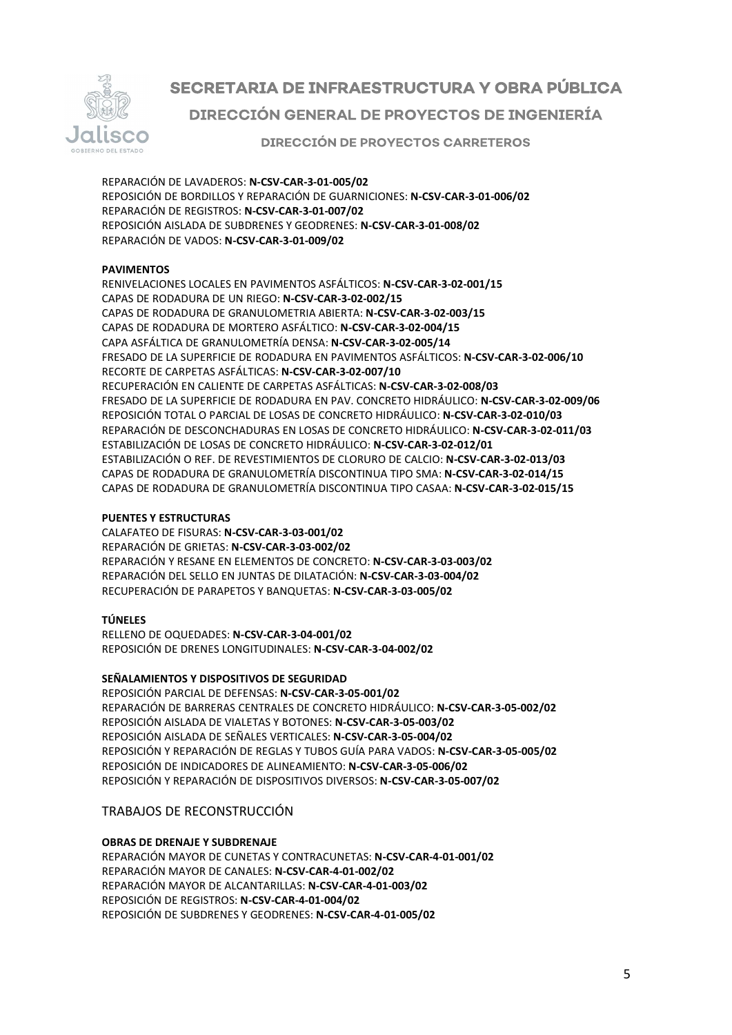REPARACIÓN DE LAVADEROS: **N-CSV-CAR-3-01-005/02**
REPOSICIÓN DE BORDILLOS Y REPARACIÓN DE GUARNICIONES: **N-CSV-CAR-3-01-006/02**
REPARACIÓN DE REGISTROS: **N-CSV-CAR-3-01-007/02**
REPOSICIÓN AISLADA DE SUBDRENES Y GEODRENES: **N-CSV-CAR-3-01-008/02**
REPARACIÓN DE VADOS: **N-CSV-CAR-3-01-009/02**

**PAVIMENTOS**

RENIVELACIONES LOCALES EN PAVIMENTOS ASFÁLTICOS: **N-CSV-CAR-3-02-001/15**
CAPAS DE RODADURA DE UN RIEGO: **N-CSV-CAR-3-02-002/15**
CAPAS DE RODADURA DE GRANULOMETRIA ABIERTA: **N-CSV-CAR-3-02-003/15**
CAPAS DE RODADURA DE MORTERO ASFÁLTICO: **N-CSV-CAR-3-02-004/15**
CAPA ASFÁLTICA DE GRANULOMETRÍA DENSA: **N-CSV-CAR-3-02-005/14**
FRESADO DE LA SUPERFICIE DE RODADURA EN PAVIMENTOS ASFÁLTICOS: **N-CSV-CAR-3-02-006/10**
RECORTE DE CARPETAS ASFÁLTICAS: **N-CSV-CAR-3-02-007/10**
RECUPERACIÓN EN CALIENTE DE CARPETAS ASFÁLTICAS: **N-CSV-CAR-3-02-008/03**
FRESADO DE LA SUPERFICIE DE RODADURA EN PAV. CONCRETO HIDRÁULICO: **N-CSV-CAR-3-02-009/06**
REPOSICIÓN TOTAL O PARCIAL DE LOSAS DE CONCRETO HIDRÁULICO: **N-CSV-CAR-3-02-010/03**
REPARACIÓN DE DESCONCHADURAS EN LOSAS DE CONCRETO HIDRÁULICO: **N-CSV-CAR-3-02-011/03**
ESTABILIZACIÓN DE LOSAS DE CONCRETO HIDRÁULICO: **N-CSV-CAR-3-02-012/01**
ESTABILIZACIÓN O REF. DE REVESTIMIENTOS DE CLORURO DE CALCIO: **N-CSV-CAR-3-02-013/03**
CAPAS DE RODADURA DE GRANULOMETRÍA DISCONTINUA TIPO SMA: **N-CSV-CAR-3-02-014/15**
CAPAS DE RODADURA DE GRANULOMETRÍA DISCONTINUA TIPO CASAA: **N-CSV-CAR-3-02-015/15**

**PUENTES Y ESTRUCTURAS**

CALAFATEO DE FISURAS: **N-CSV-CAR-3-03-001/02**
REPARACIÓN DE GRIETAS: **N-CSV-CAR-3-03-002/02**
REPARACIÓN Y RESANE EN ELEMENTOS DE CONCRETO: **N-CSV-CAR-3-03-003/02**
REPARACIÓN DEL SELLO EN JUNTAS DE DILATACIÓN: **N-CSV-CAR-3-03-004/02**
RECUPERACIÓN DE PARAPETOS Y BANQUETAS: **N-CSV-CAR-3-03-005/02**

**TÚNELES**

RELLENO DE OQUEDADES: **N-CSV-CAR-3-04-001/02**
REPOSICIÓN DE DRENES LONGITUDINALES: **N-CSV-CAR-3-04-002/02**

**SEÑALAMIENTOS Y DISPOSITIVOS DE SEGURIDAD**

REPOSICIÓN PARCIAL DE DEFENSAS: **N-CSV-CAR-3-05-001/02**
REPARACIÓN DE BARRERAS CENTRALES DE CONCRETO HIDRÁULICO: **N-CSV-CAR-3-05-002/02**
REPOSICIÓN AISLADA DE VIALETAS Y BOTONES: **N-CSV-CAR-3-05-003/02**
REPOSICIÓN AISLADA DE SEÑALES VERTICALES: **N-CSV-CAR-3-05-004/02**
REPOSICIÓN Y REPARACIÓN DE REGLAS Y TUBOS GUÍA PARA VADOS: **N-CSV-CAR-3-05-005/02**
REPOSICIÓN DE INDICADORES DE ALINEAMIENTO: **N-CSV-CAR-3-05-006/02**
REPOSICIÓN Y REPARACIÓN DE DISPOSITIVOS DIVERSOS: **N-CSV-CAR-3-05-007/02**

## TRABAJOS DE RECONSTRUCCIÓN

**OBRAS DE DRENAJE Y SUBDRENAJE**

REPARACIÓN MAYOR DE CUNETAS Y CONTRACUNETAS: **N-CSV-CAR-4-01-001/02**
REPARACIÓN MAYOR DE CANALES: **N-CSV-CAR-4-01-002/02**
REPARACIÓN MAYOR DE ALCANTARILLAS: **N-CSV-CAR-4-01-003/02**
REPOSICIÓN DE REGISTROS: **N-CSV-CAR-4-01-004/02**
REPOSICIÓN DE SUBDRENES Y GEODRENES: **N-CSV-CAR-4-01-005/02**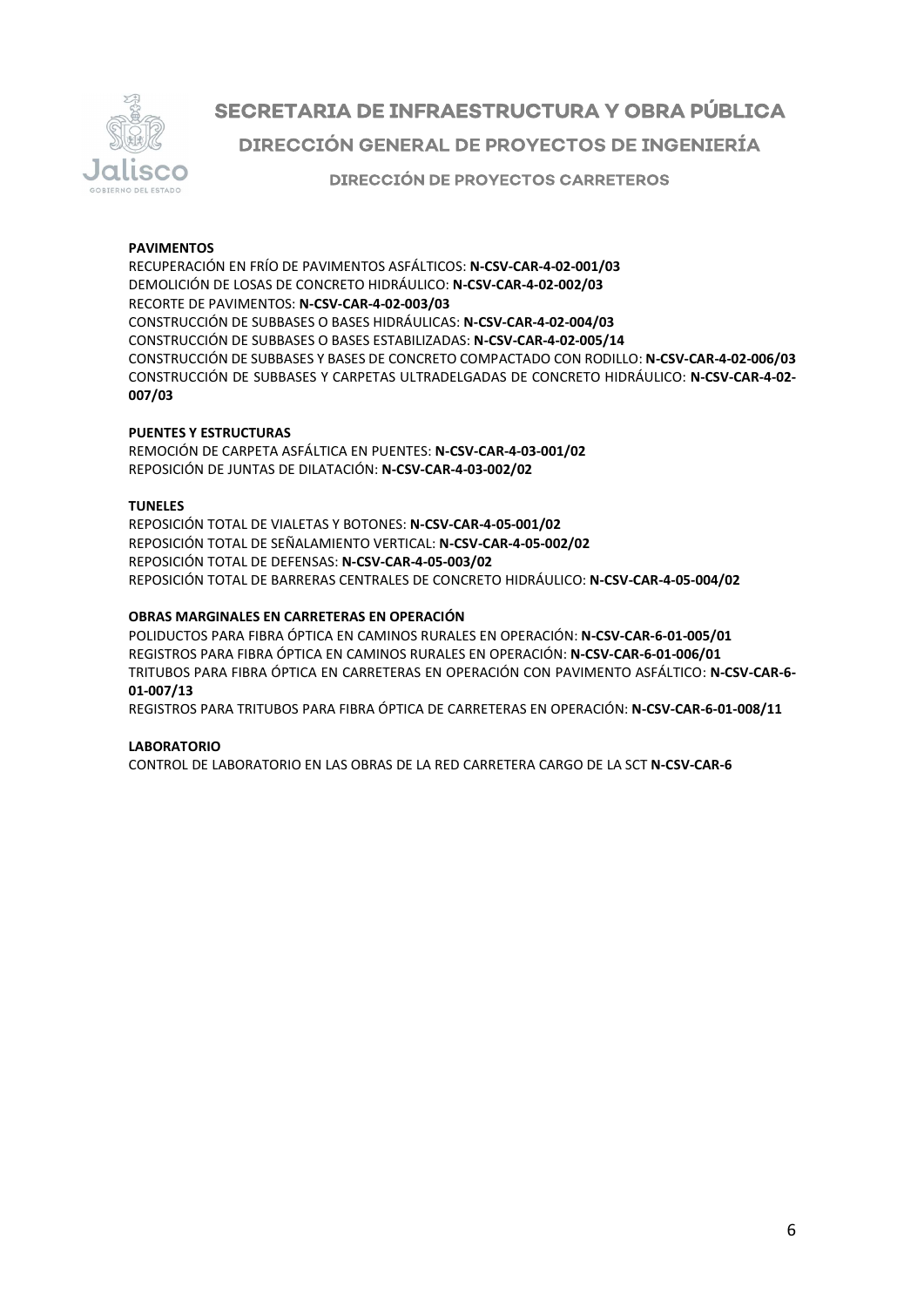**PAVIMENTOS**
RECUPERACIÓN EN FRÍO DE PAVIMENTOS ASFÁLTICOS: **N-CSV-CAR-4-02-001/03**
DEMOLICIÓN DE LOSAS DE CONCRETO HIDRÁULICO: **N-CSV-CAR-4-02-002/03**
RECORTE DE PAVIMENTOS: **N-CSV-CAR-4-02-003/03**
CONSTRUCCIÓN DE SUBBASES O BASES HIDRÁULICAS: **N-CSV-CAR-4-02-004/03**
CONSTRUCCIÓN DE SUBBASES O BASES ESTABILIZADAS: **N-CSV-CAR-4-02-005/14**
CONSTRUCCIÓN DE SUBBASES Y BASES DE CONCRETO COMPACTADO CON RODILLO: **N-CSV-CAR-4-02-006/03**
CONSTRUCCIÓN DE SUBBASES Y CARPETAS ULTRADELGADAS DE CONCRETO HIDRÁULICO: **N-CSV-CAR-4-02-007/03**

**PUENTES Y ESTRUCTURAS**
REMOCIÓN DE CARPETA ASFÁLTICA EN PUENTES: **N-CSV-CAR-4-03-001/02**
REPOSICIÓN DE JUNTAS DE DILATACIÓN: **N-CSV-CAR-4-03-002/02**

**TUNELES**
REPOSICIÓN TOTAL DE VIALETAS Y BOTONES: **N-CSV-CAR-4-05-001/02**
REPOSICIÓN TOTAL DE SEÑALAMIENTO VERTICAL: **N-CSV-CAR-4-05-002/02**
REPOSICIÓN TOTAL DE DEFENSAS: **N-CSV-CAR-4-05-003/02**
REPOSICIÓN TOTAL DE BARRERAS CENTRALES DE CONCRETO HIDRÁULICO: **N-CSV-CAR-4-05-004/02**

**OBRAS MARGINALES EN CARRETERAS EN OPERACIÓN**
POLIDUCTOS PARA FIBRA ÓPTICA EN CAMINOS RURALES EN OPERACIÓN: **N-CSV-CAR-6-01-005/01**
REGISTROS PARA FIBRA ÓPTICA EN CAMINOS RURALES EN OPERACIÓN: **N-CSV-CAR-6-01-006/01**
TRITUBOS PARA FIBRA ÓPTICA EN CARRETERAS EN OPERACIÓN CON PAVIMENTO ASFÁLTICO: **N-CSV-CAR-6-01-007/13**
REGISTROS PARA TRITUBOS PARA FIBRA ÓPTICA DE CARRETERAS EN OPERACIÓN: **N-CSV-CAR-6-01-008/11**

**LABORATORIO**
CONTROL DE LABORATORIO EN LAS OBRAS DE LA RED CARRETERA CARGO DE LA SCT **N-CSV-CAR-6**